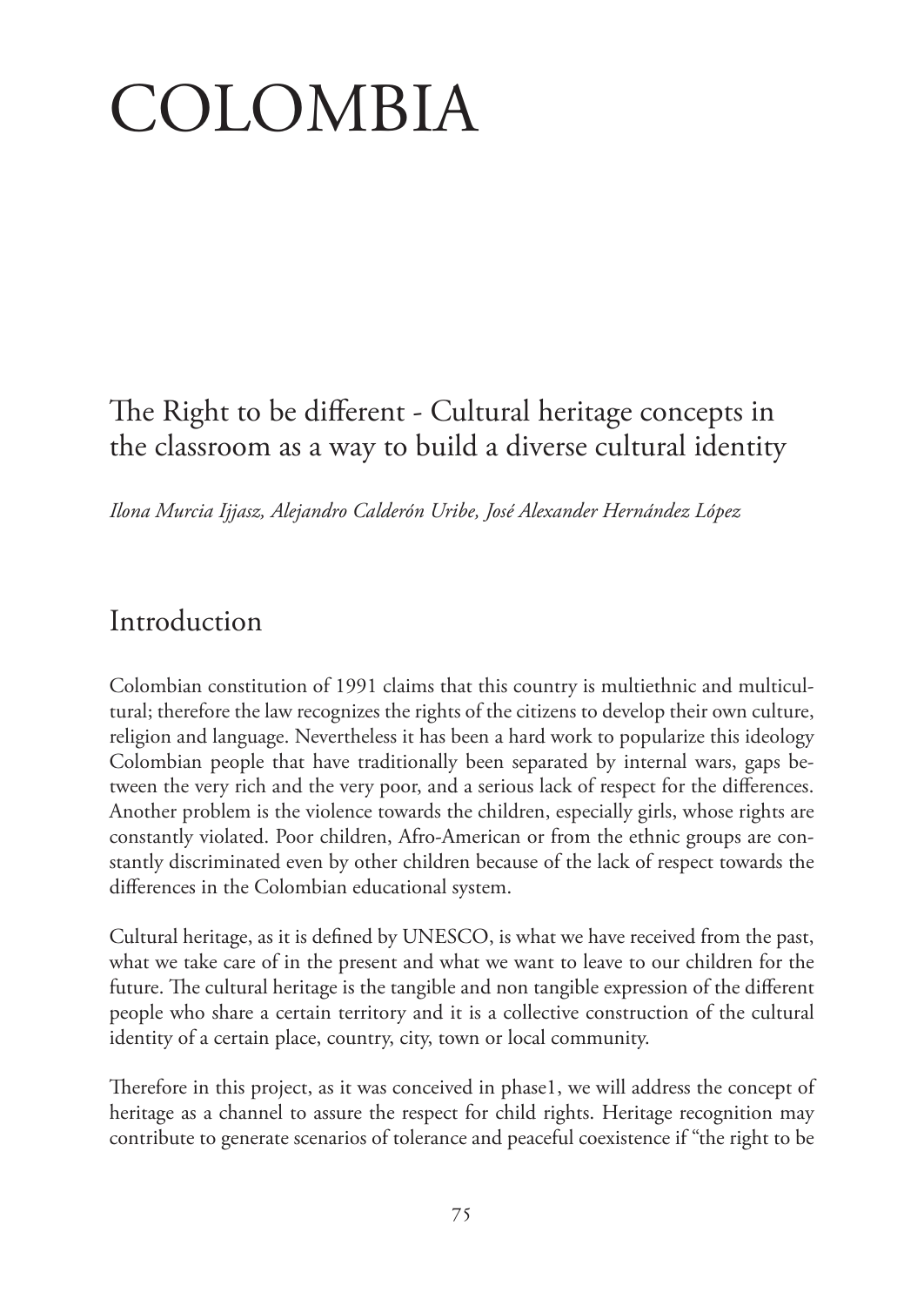# COLOMBIA

## The Right to be different - Cultural heritage concepts in the classroom as a way to build a diverse cultural identity

*Ilona Murcia Ijjasz, Alejandro Calderón Uribe, José Alexander Hernández López*

## Introduction

Colombian constitution of 1991 claims that this country is multiethnic and multicultural; therefore the law recognizes the rights of the citizens to develop their own culture, religion and language. Nevertheless it has been a hard work to popularize this ideology Colombian people that have traditionally been separated by internal wars, gaps between the very rich and the very poor, and a serious lack of respect for the differences. Another problem is the violence towards the children, especially girls, whose rights are constantly violated. Poor children, Afro-American or from the ethnic groups are constantly discriminated even by other children because of the lack of respect towards the differences in the Colombian educational system.

Cultural heritage, as it is defined by UNESCO, is what we have received from the past, what we take care of in the present and what we want to leave to our children for the future. The cultural heritage is the tangible and non tangible expression of the different people who share a certain territory and it is a collective construction of the cultural identity of a certain place, country, city, town or local community.

Therefore in this project, as it was conceived in phase1, we will address the concept of heritage as a channel to assure the respect for child rights. Heritage recognition may contribute to generate scenarios of tolerance and peaceful coexistence if "the right to be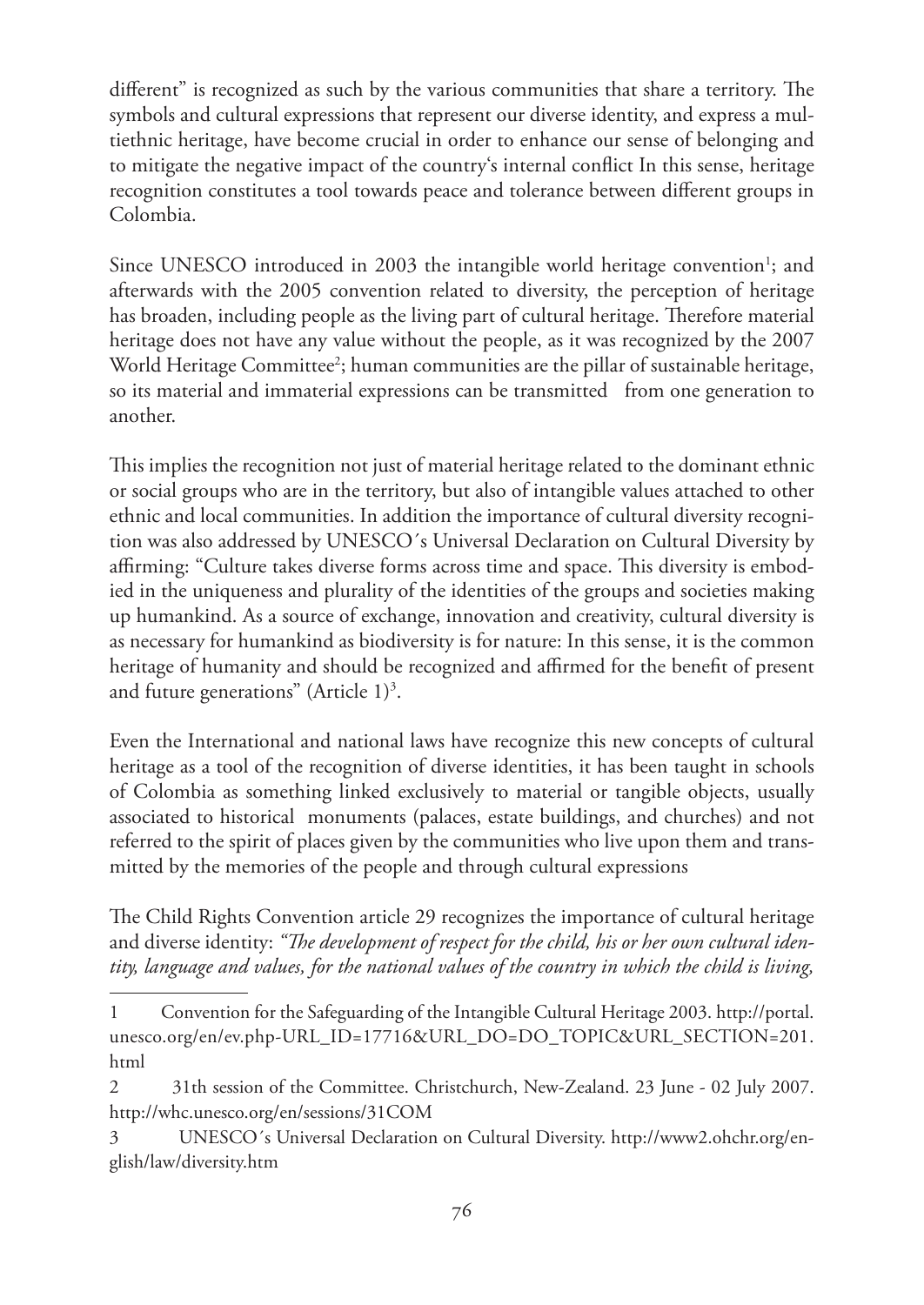different" is recognized as such by the various communities that share a territory. The symbols and cultural expressions that represent our diverse identity, and express a multiethnic heritage, have become crucial in order to enhance our sense of belonging and to mitigate the negative impact of the country's internal conflict In this sense, heritage recognition constitutes a tool towards peace and tolerance between different groups in Colombia.

Since UNESCO introduced in 2003 the intangible world heritage convention[1]; and afterwards with the 2005 convention related to diversity, the perception of heritage has broaden, including people as the living part of cultural heritage. Therefore material heritage does not have any value without the people, as it was recognized by the 2007 World Heritage Committee[2]; human communities are the pillar of sustainable heritage, so its material and immaterial expressions can be transmitted from one generation to another.

This implies the recognition not just of material heritage related to the dominant ethnic or social groups who are in the territory, but also of intangible values attached to other ethnic and local communities. In addition the importance of cultural diversity recognition was also addressed by UNESCO´s Universal Declaration on Cultural Diversity by affirming: "Culture takes diverse forms across time and space. This diversity is embodied in the uniqueness and plurality of the identities of the groups and societies making up humankind. As a source of exchange, innovation and creativity, cultural diversity is as necessary for humankind as biodiversity is for nature: In this sense, it is the common heritage of humanity and should be recognized and affirmed for the benefit of present and future generations" (Article 1)[3].

Even the International and national laws have recognize this new concepts of cultural heritage as a tool of the recognition of diverse identities, it has been taught in schools of Colombia as something linked exclusively to material or tangible objects, usually associated to historical monuments (palaces, estate buildings, and churches) and not referred to the spirit of places given by the communities who live upon them and transmitted by the memories of the people and through cultural expressions

The Child Rights Convention article 29 recognizes the importance of cultural heritage and diverse identity: *"The development of respect for the child, his or her own cultural identity, language and values, for the national values of the country in which the child is living,*

---

1 Convention for the Safeguarding of the Intangible Cultural Heritage 2003. http://portal.unesco.org/en/ev.php-URL_ID=17716&URL_DO=DO_TOPIC&URL_SECTION=201.html

2 31th session of the Committee. Christchurch, New-Zealand. 23 June - 02 July 2007. http://whc.unesco.org/en/sessions/31COM

3 UNESCO´s Universal Declaration on Cultural Diversity. http://www2.ohchr.org/english/law/diversity.htm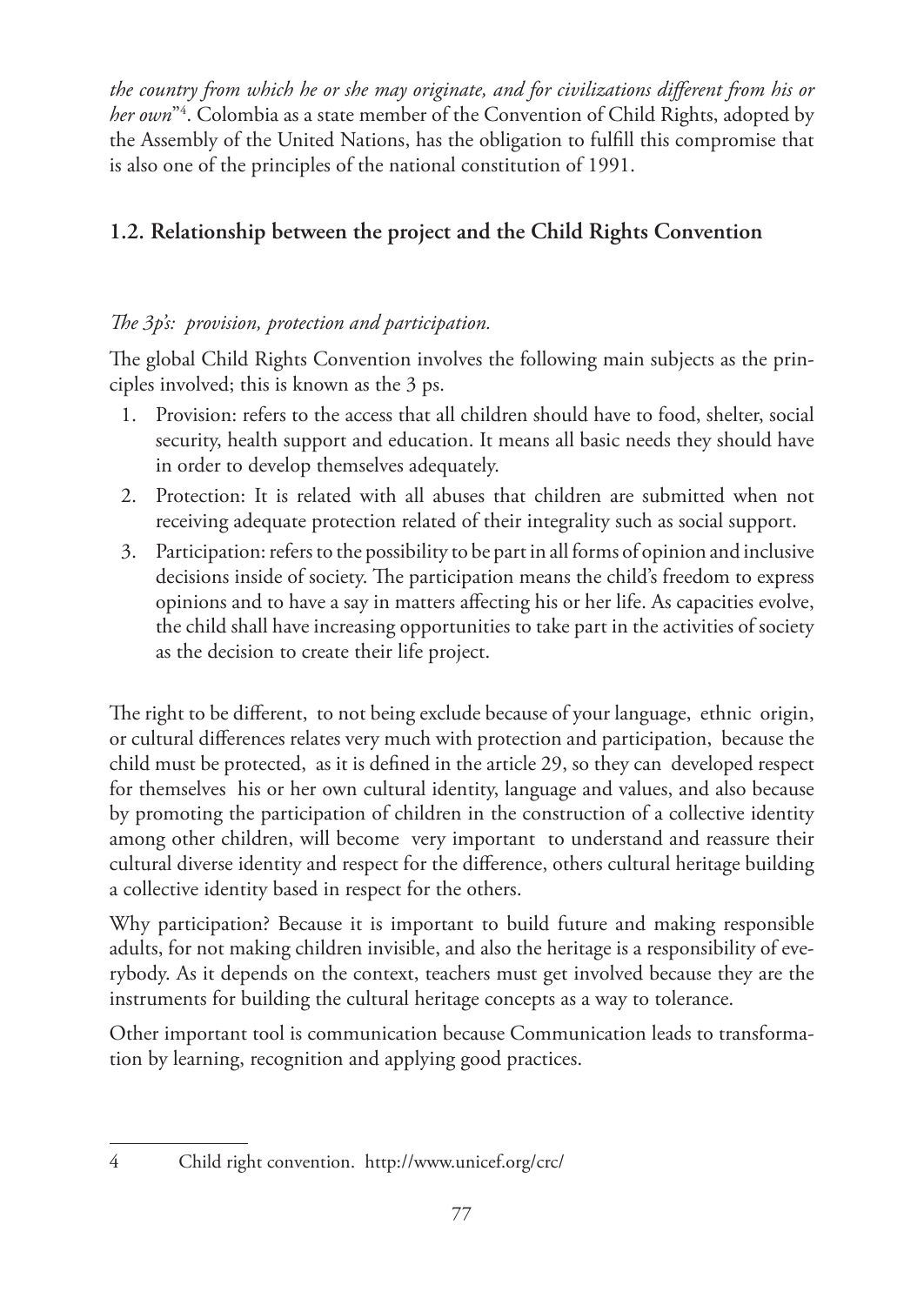*the country from which he or she may originate, and for civilizations different from his or her own*"[4]. Colombia as a state member of the Convention of Child Rights, adopted by the Assembly of the United Nations, has the obligation to fulfill this compromise that is also one of the principles of the national constitution of 1991.

## 1.2. Relationship between the project and the Child Rights Convention

*The 3p's: provision, protection and participation.*

The global Child Rights Convention involves the following main subjects as the principles involved; this is known as the 3 ps.

1. Provision: refers to the access that all children should have to food, shelter, social security, health support and education. It means all basic needs they should have in order to develop themselves adequately.
2. Protection: It is related with all abuses that children are submitted when not receiving adequate protection related of their integrality such as social support.
3. Participation: refers to the possibility to be part in all forms of opinion and inclusive decisions inside of society. The participation means the child's freedom to express opinions and to have a say in matters affecting his or her life. As capacities evolve, the child shall have increasing opportunities to take part in the activities of society as the decision to create their life project.

The right to be different, to not being exclude because of your language, ethnic origin, or cultural differences relates very much with protection and participation, because the child must be protected, as it is defined in the article 29, so they can developed respect for themselves his or her own cultural identity, language and values, and also because by promoting the participation of children in the construction of a collective identity among other children, will become very important to understand and reassure their cultural diverse identity and respect for the difference, others cultural heritage building a collective identity based in respect for the others.

Why participation? Because it is important to build future and making responsible adults, for not making children invisible, and also the heritage is a responsibility of everybody. As it depends on the context, teachers must get involved because they are the instruments for building the cultural heritage concepts as a way to tolerance.

Other important tool is communication because Communication leads to transformation by learning, recognition and applying good practices.

---

4 Child right convention. http://www.unicef.org/crc/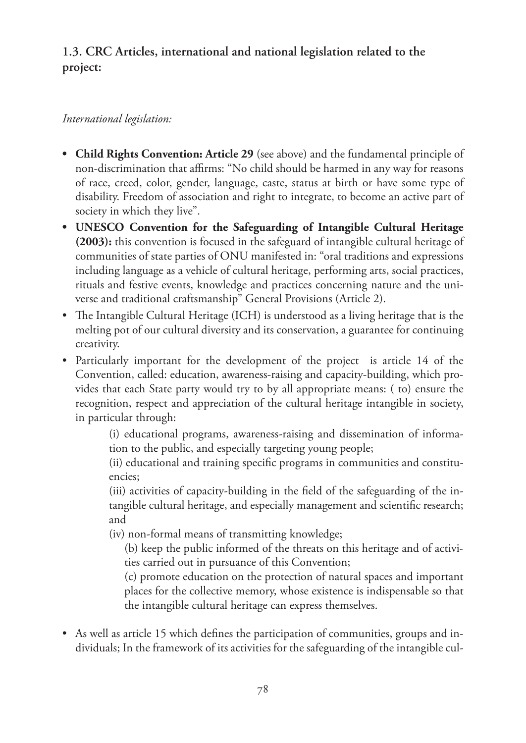## 1.3. CRC Articles, international and national legislation related to the project:

*International legislation:*

- **Child Rights Convention: Article 29** (see above) and the fundamental principle of non-discrimination that affirms: "No child should be harmed in any way for reasons of race, creed, color, gender, language, caste, status at birth or have some type of disability. Freedom of association and right to integrate, to become an active part of society in which they live".
- **UNESCO Convention for the Safeguarding of Intangible Cultural Heritage (2003):** this convention is focused in the safeguard of intangible cultural heritage of communities of state parties of ONU manifested in: "oral traditions and expressions including language as a vehicle of cultural heritage, performing arts, social practices, rituals and festive events, knowledge and practices concerning nature and the universe and traditional craftsmanship" General Provisions (Article 2).
- The Intangible Cultural Heritage (ICH) is understood as a living heritage that is the melting pot of our cultural diversity and its conservation, a guarantee for continuing creativity.
- Particularly important for the development of the project is article 14 of the Convention, called: education, awareness-raising and capacity-building, which provides that each State party would try to by all appropriate means: ( to) ensure the recognition, respect and appreciation of the cultural heritage intangible in society, in particular through:

  (i) educational programs, awareness-raising and dissemination of information to the public, and especially targeting young people;

  (ii) educational and training specific programs in communities and constituencies;

  (iii) activities of capacity-building in the field of the safeguarding of the intangible cultural heritage, and especially management and scientific research; and

  (iv) non-formal means of transmitting knowledge;

  (b) keep the public informed of the threats on this heritage and of activities carried out in pursuance of this Convention;

  (c) promote education on the protection of natural spaces and important places for the collective memory, whose existence is indispensable so that the intangible cultural heritage can express themselves.

- As well as article 15 which defines the participation of communities, groups and individuals; In the framework of its activities for the safeguarding of the intangible cul-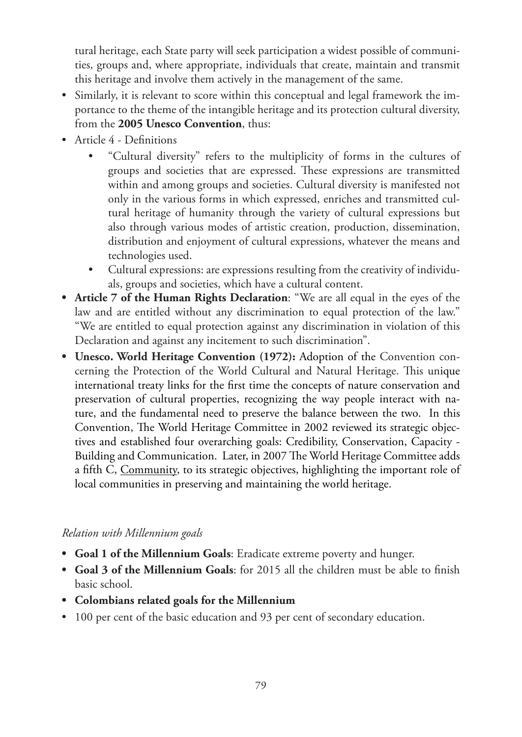tural heritage, each State party will seek participation a widest possible of communities, groups and, where appropriate, individuals that create, maintain and transmit this heritage and involve them actively in the management of the same.

- Similarly, it is relevant to score within this conceptual and legal framework the importance to the theme of the intangible heritage and its protection cultural diversity, from the **2005 Unesco Convention**, thus:
- Article 4 - Definitions
  - "Cultural diversity" refers to the multiplicity of forms in the cultures of groups and societies that are expressed. These expressions are transmitted within and among groups and societies. Cultural diversity is manifested not only in the various forms in which expressed, enriches and transmitted cultural heritage of humanity through the variety of cultural expressions but also through various modes of artistic creation, production, dissemination, distribution and enjoyment of cultural expressions, whatever the means and technologies used.
  - Cultural expressions: are expressions resulting from the creativity of individuals, groups and societies, which have a cultural content.
- **Article 7 of the Human Rights Declaration**: "We are all equal in the eyes of the law and are entitled without any discrimination to equal protection of the law." "We are entitled to equal protection against any discrimination in violation of this Declaration and against any incitement to such discrimination".
- **Unesco. World Heritage Convention (1972):** Adoption of the Convention concerning the Protection of the World Cultural and Natural Heritage. This unique international treaty links for the first time the concepts of nature conservation and preservation of cultural properties, recognizing the way people interact with nature, and the fundamental need to preserve the balance between the two. In this Convention, The World Heritage Committee in 2002 reviewed its strategic objectives and established four overarching goals: Credibility, Conservation, Capacity - Building and Communication. Later, in 2007 The World Heritage Committee adds a fifth C, Community, to its strategic objectives, highlighting the important role of local communities in preserving and maintaining the world heritage.

*Relation with Millennium goals*

- **Goal 1 of the Millennium Goals**: Eradicate extreme poverty and hunger.
- **Goal 3 of the Millennium Goals**: for 2015 all the children must be able to finish basic school.
- **Colombians related goals for the Millennium**
- 100 per cent of the basic education and 93 per cent of secondary education.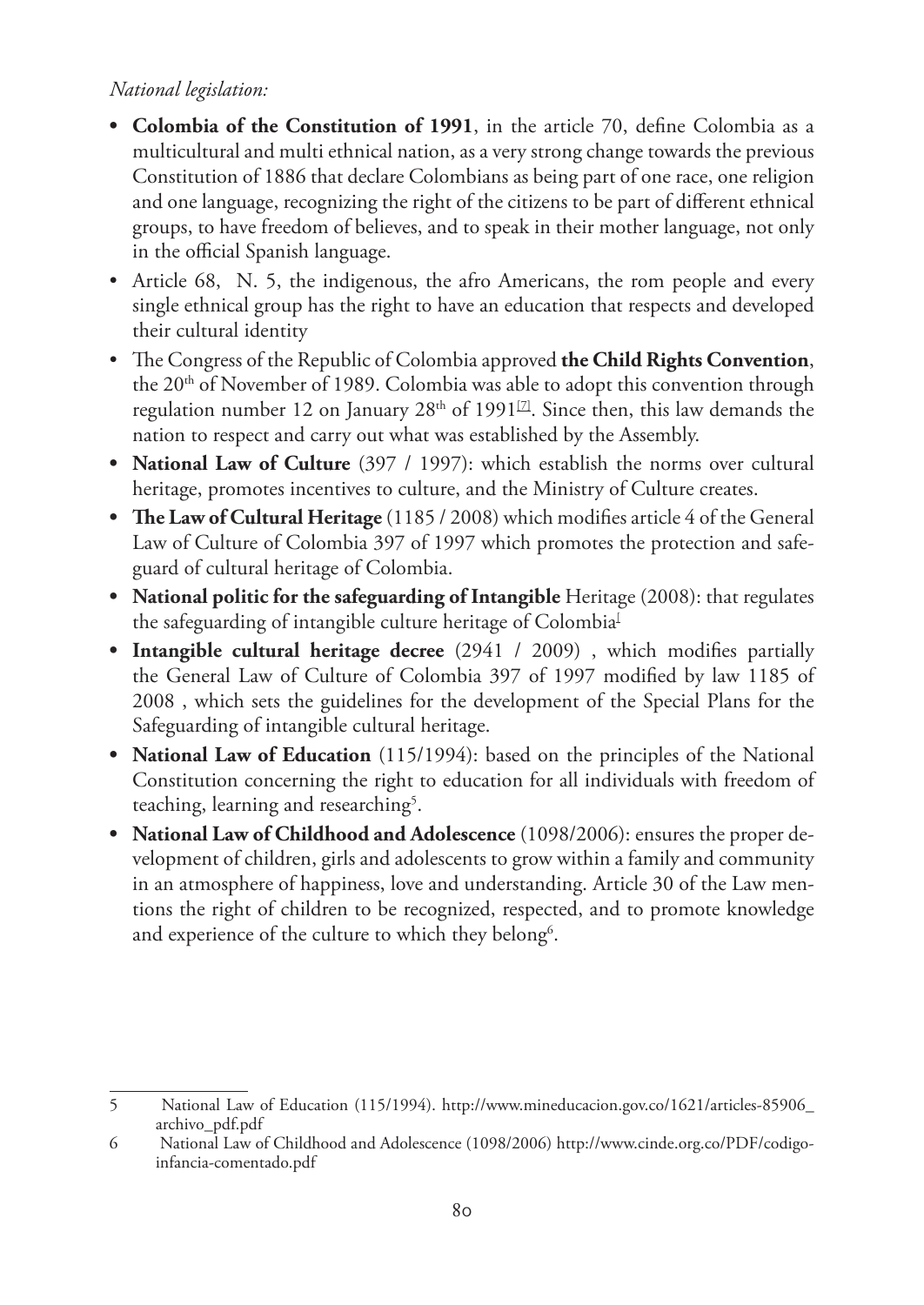*National legislation:*

- **Colombia of the Constitution of 1991**, in the article 70, define Colombia as a multicultural and multi ethnical nation, as a very strong change towards the previous Constitution of 1886 that declare Colombians as being part of one race, one religion and one language, recognizing the right of the citizens to be part of different ethnical groups, to have freedom of believes, and to speak in their mother language, not only in the official Spanish language.
- Article 68, N. 5, the indigenous, the afro Americans, the rom people and every single ethnical group has the right to have an education that respects and developed their cultural identity
- The Congress of the Republic of Colombia approved **the Child Rights Convention**, the 20th of November of 1989. Colombia was able to adopt this convention through regulation number 12 on January 28th of 1991[7]. Since then, this law demands the nation to respect and carry out what was established by the Assembly.
- **National Law of Culture** (397 / 1997): which establish the norms over cultural heritage, promotes incentives to culture, and the Ministry of Culture creates.
- **The Law of Cultural Heritage** (1185 / 2008) which modifies article 4 of the General Law of Culture of Colombia 397 of 1997 which promotes the protection and safeguard of cultural heritage of Colombia.
- **National politic for the safeguarding of Intangible** Heritage (2008): that regulates the safeguarding of intangible culture heritage of Colombia[]
- **Intangible cultural heritage decree** (2941 / 2009) , which modifies partially the General Law of Culture of Colombia 397 of 1997 modified by law 1185 of 2008 , which sets the guidelines for the development of the Special Plans for the Safeguarding of intangible cultural heritage.
- **National Law of Education** (115/1994): based on the principles of the National Constitution concerning the right to education for all individuals with freedom of teaching, learning and researching[5].
- **National Law of Childhood and Adolescence** (1098/2006): ensures the proper development of children, girls and adolescents to grow within a family and community in an atmosphere of happiness, love and understanding. Article 30 of the Law mentions the right of children to be recognized, respected, and to promote knowledge and experience of the culture to which they belong[6].

---

5 National Law of Education (115/1994). http://www.mineducacion.gov.co/1621/articles-85906_archivo_pdf.pdf

6 National Law of Childhood and Adolescence (1098/2006) http://www.cinde.org.co/PDF/codigo-infancia-comentado.pdf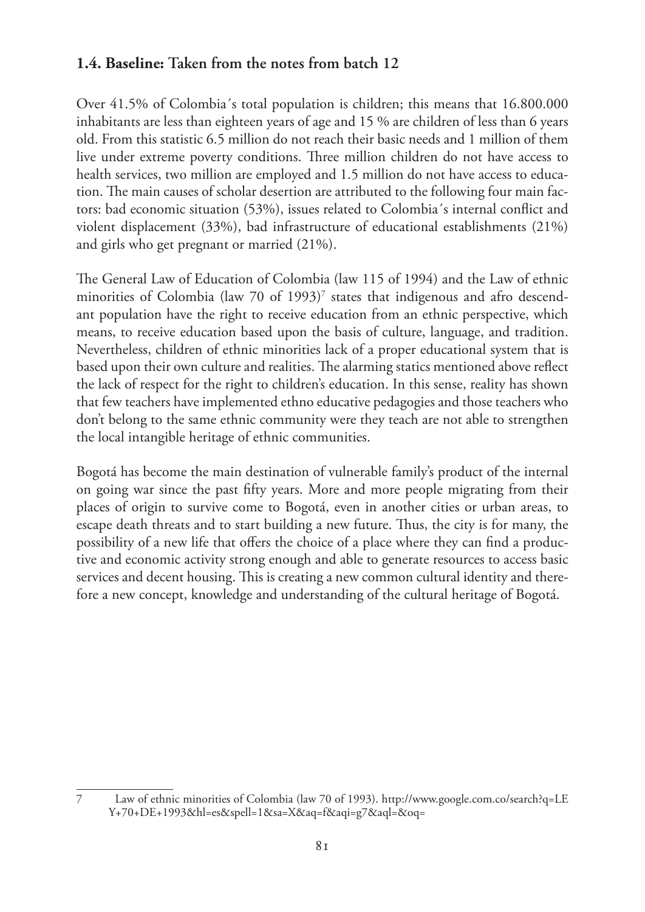### 1.4. Baseline: Taken from the notes from batch 12

Over 41.5% of Colombia´s total population is children; this means that 16.800.000 inhabitants are less than eighteen years of age and 15 % are children of less than 6 years old. From this statistic 6.5 million do not reach their basic needs and 1 million of them live under extreme poverty conditions. Three million children do not have access to health services, two million are employed and 1.5 million do not have access to education. The main causes of scholar desertion are attributed to the following four main factors: bad economic situation (53%), issues related to Colombia´s internal conflict and violent displacement (33%), bad infrastructure of educational establishments (21%) and girls who get pregnant or married (21%).

The General Law of Education of Colombia (law 115 of 1994) and the Law of ethnic minorities of Colombia (law 70 of 1993)[7] states that indigenous and afro descendant population have the right to receive education from an ethnic perspective, which means, to receive education based upon the basis of culture, language, and tradition. Nevertheless, children of ethnic minorities lack of a proper educational system that is based upon their own culture and realities. The alarming statics mentioned above reflect the lack of respect for the right to children's education. In this sense, reality has shown that few teachers have implemented ethno educative pedagogies and those teachers who don't belong to the same ethnic community were they teach are not able to strengthen the local intangible heritage of ethnic communities.

Bogotá has become the main destination of vulnerable family's product of the internal on going war since the past fifty years. More and more people migrating from their places of origin to survive come to Bogotá, even in another cities or urban areas, to escape death threats and to start building a new future. Thus, the city is for many, the possibility of a new life that offers the choice of a place where they can find a productive and economic activity strong enough and able to generate resources to access basic services and decent housing. This is creating a new common cultural identity and therefore a new concept, knowledge and understanding of the cultural heritage of Bogotá.

---

7 Law of ethnic minorities of Colombia (law 70 of 1993). http://www.google.com.co/search?q=LEY+70+DE+1993&hl=es&spell=1&sa=X&aq=f&aqi=g7&aql=&oq=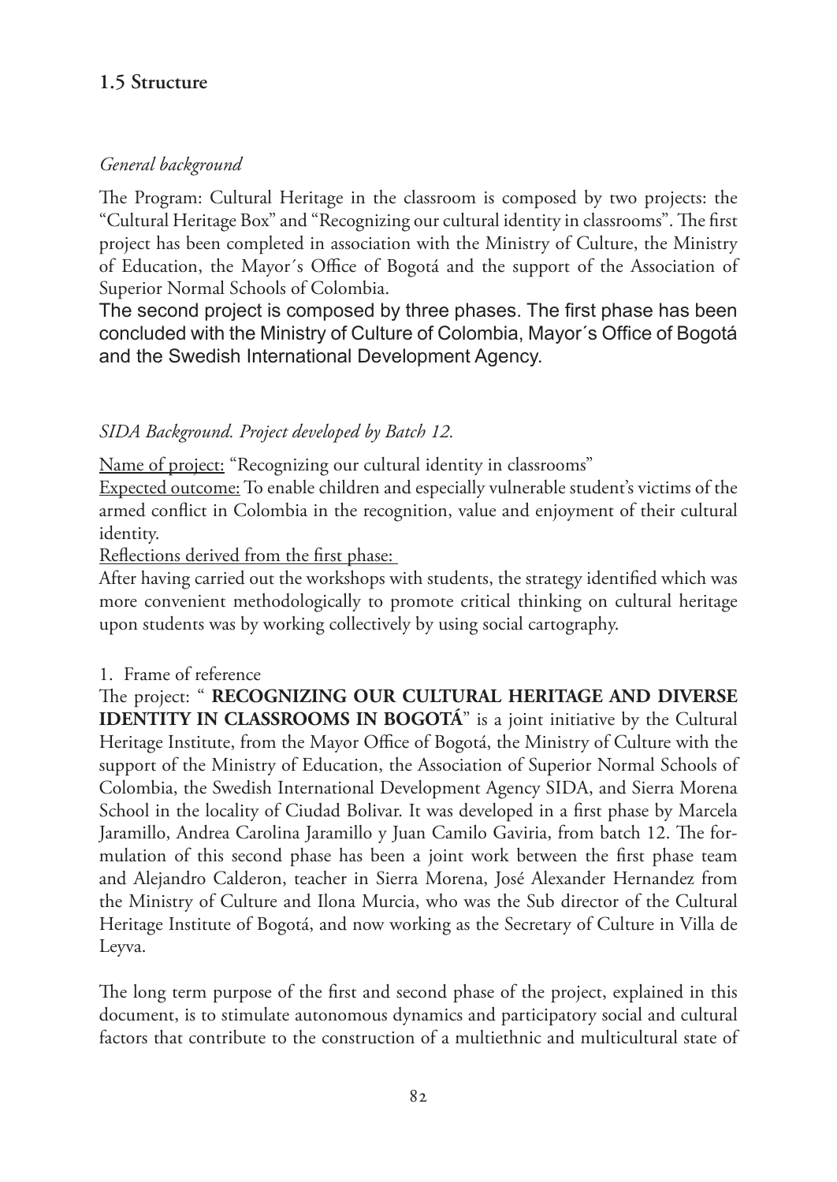## 1.5 Structure

*General background*

The Program: Cultural Heritage in the classroom is composed by two projects: the "Cultural Heritage Box" and "Recognizing our cultural identity in classrooms". The first project has been completed in association with the Ministry of Culture, the Ministry of Education, the Mayor´s Office of Bogotá and the support of the Association of Superior Normal Schools of Colombia.

The second project is composed by three phases. The first phase has been concluded with the Ministry of Culture of Colombia, Mayor´s Office of Bogotá and the Swedish International Development Agency.

*SIDA Background. Project developed by Batch 12.*

Name of project: "Recognizing our cultural identity in classrooms"

Expected outcome: To enable children and especially vulnerable student's victims of the armed conflict in Colombia in the recognition, value and enjoyment of their cultural identity.

Reflections derived from the first phase:

After having carried out the workshops with students, the strategy identified which was more convenient methodologically to promote critical thinking on cultural heritage upon students was by working collectively by using social cartography.

1. Frame of reference

The project: " **RECOGNIZING OUR CULTURAL HERITAGE AND DIVERSE IDENTITY IN CLASSROOMS IN BOGOTÁ**" is a joint initiative by the Cultural Heritage Institute, from the Mayor Office of Bogotá, the Ministry of Culture with the support of the Ministry of Education, the Association of Superior Normal Schools of Colombia, the Swedish International Development Agency SIDA, and Sierra Morena School in the locality of Ciudad Bolivar. It was developed in a first phase by Marcela Jaramillo, Andrea Carolina Jaramillo y Juan Camilo Gaviria, from batch 12. The formulation of this second phase has been a joint work between the first phase team and Alejandro Calderon, teacher in Sierra Morena, José Alexander Hernandez from the Ministry of Culture and Ilona Murcia, who was the Sub director of the Cultural Heritage Institute of Bogotá, and now working as the Secretary of Culture in Villa de Leyva.

The long term purpose of the first and second phase of the project, explained in this document, is to stimulate autonomous dynamics and participatory social and cultural factors that contribute to the construction of a multiethnic and multicultural state of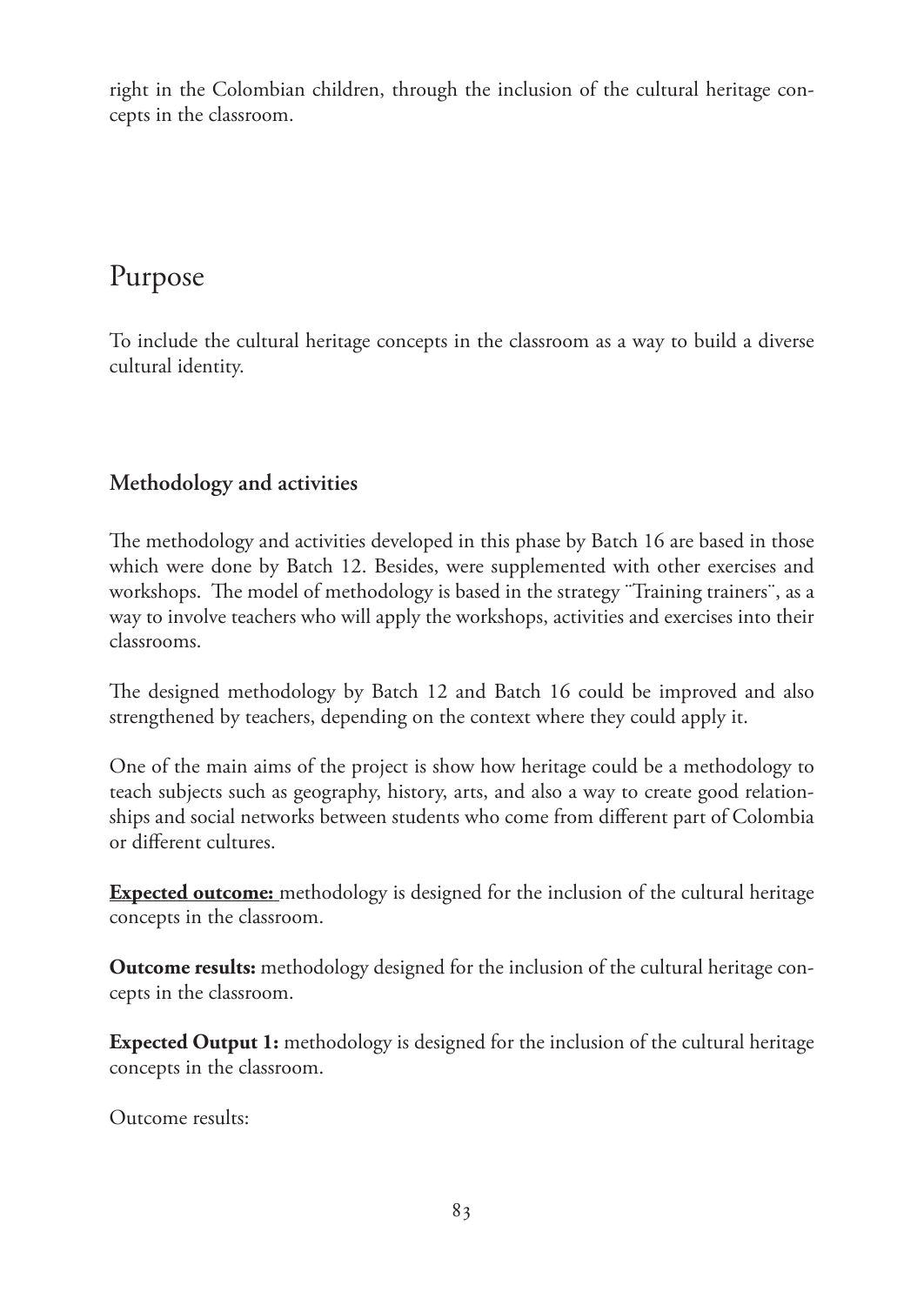right in the Colombian children, through the inclusion of the cultural heritage concepts in the classroom.

## Purpose

To include the cultural heritage concepts in the classroom as a way to build a diverse cultural identity.

### Methodology and activities

The methodology and activities developed in this phase by Batch 16 are based in those which were done by Batch 12. Besides, were supplemented with other exercises and workshops. The model of methodology is based in the strategy ¨Training trainers¨, as a way to involve teachers who will apply the workshops, activities and exercises into their classrooms.

The designed methodology by Batch 12 and Batch 16 could be improved and also strengthened by teachers, depending on the context where they could apply it.

One of the main aims of the project is show how heritage could be a methodology to teach subjects such as geography, history, arts, and also a way to create good relationships and social networks between students who come from different part of Colombia or different cultures.

**Expected outcome:** methodology is designed for the inclusion of the cultural heritage concepts in the classroom.

**Outcome results:** methodology designed for the inclusion of the cultural heritage concepts in the classroom.

**Expected Output 1:** methodology is designed for the inclusion of the cultural heritage concepts in the classroom.

Outcome results: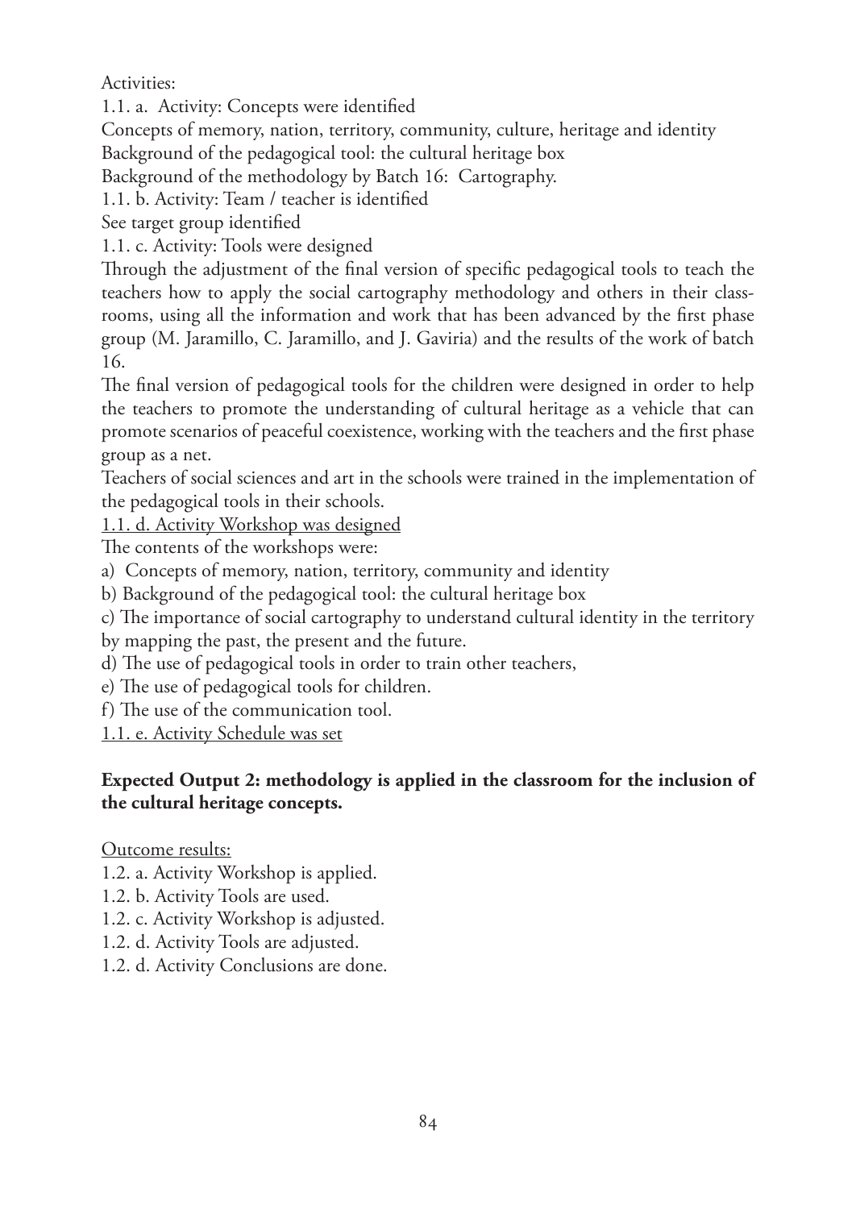Activities:

1.1. a. Activity: Concepts were identified

Concepts of memory, nation, territory, community, culture, heritage and identity

Background of the pedagogical tool: the cultural heritage box

Background of the methodology by Batch 16: Cartography.

1.1. b. Activity: Team / teacher is identified

See target group identified

1.1. c. Activity: Tools were designed

Through the adjustment of the final version of specific pedagogical tools to teach the teachers how to apply the social cartography methodology and others in their classrooms, using all the information and work that has been advanced by the first phase group (M. Jaramillo, C. Jaramillo, and J. Gaviria) and the results of the work of batch 16.

The final version of pedagogical tools for the children were designed in order to help the teachers to promote the understanding of cultural heritage as a vehicle that can promote scenarios of peaceful coexistence, working with the teachers and the first phase group as a net.

Teachers of social sciences and art in the schools were trained in the implementation of the pedagogical tools in their schools.

<u>1.1. d. Activity Workshop was designed</u>

The contents of the workshops were:

a) Concepts of memory, nation, territory, community and identity

b) Background of the pedagogical tool: the cultural heritage box

c) The importance of social cartography to understand cultural identity in the territory by mapping the past, the present and the future.

d) The use of pedagogical tools in order to train other teachers,

e) The use of pedagogical tools for children.

f) The use of the communication tool.

<u>1.1. e. Activity Schedule was set</u>

**Expected Output 2: methodology is applied in the classroom for the inclusion of the cultural heritage concepts.**

<u>Outcome results:</u>

1.2. a. Activity Workshop is applied.

1.2. b. Activity Tools are used.

1.2. c. Activity Workshop is adjusted.

1.2. d. Activity Tools are adjusted.

1.2. d. Activity Conclusions are done.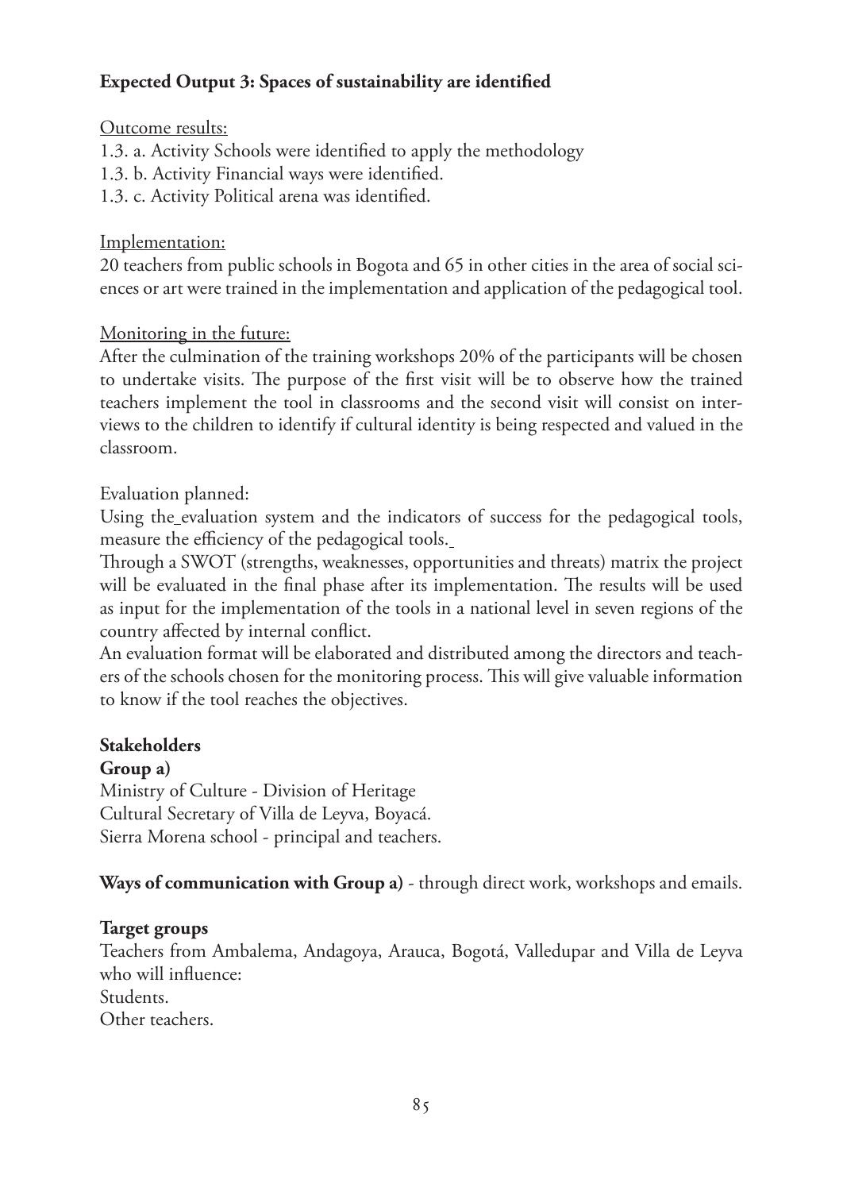**Expected Output 3: Spaces of sustainability are identified**

Outcome results:

1.3. a. Activity Schools were identified to apply the methodology
1.3. b. Activity Financial ways were identified.
1.3. c. Activity Political arena was identified.

Implementation:

20 teachers from public schools in Bogota and 65 in other cities in the area of social sciences or art were trained in the implementation and application of the pedagogical tool.

Monitoring in the future:

After the culmination of the training workshops 20% of the participants will be chosen to undertake visits. The purpose of the first visit will be to observe how the trained teachers implement the tool in classrooms and the second visit will consist on interviews to the children to identify if cultural identity is being respected and valued in the classroom.

Evaluation planned:

Using the evaluation system and the indicators of success for the pedagogical tools, measure the efficiency of the pedagogical tools.

Through a SWOT (strengths, weaknesses, opportunities and threats) matrix the project will be evaluated in the final phase after its implementation. The results will be used as input for the implementation of the tools in a national level in seven regions of the country affected by internal conflict.

An evaluation format will be elaborated and distributed among the directors and teachers of the schools chosen for the monitoring process. This will give valuable information to know if the tool reaches the objectives.

**Stakeholders**

**Group a)**

Ministry of Culture - Division of Heritage
Cultural Secretary of Villa de Leyva, Boyacá.
Sierra Morena school - principal and teachers.

**Ways of communication with Group a)** - through direct work, workshops and emails.

**Target groups**

Teachers from Ambalema, Andagoya, Arauca, Bogotá, Valledupar and Villa de Leyva who will influence:
Students.
Other teachers.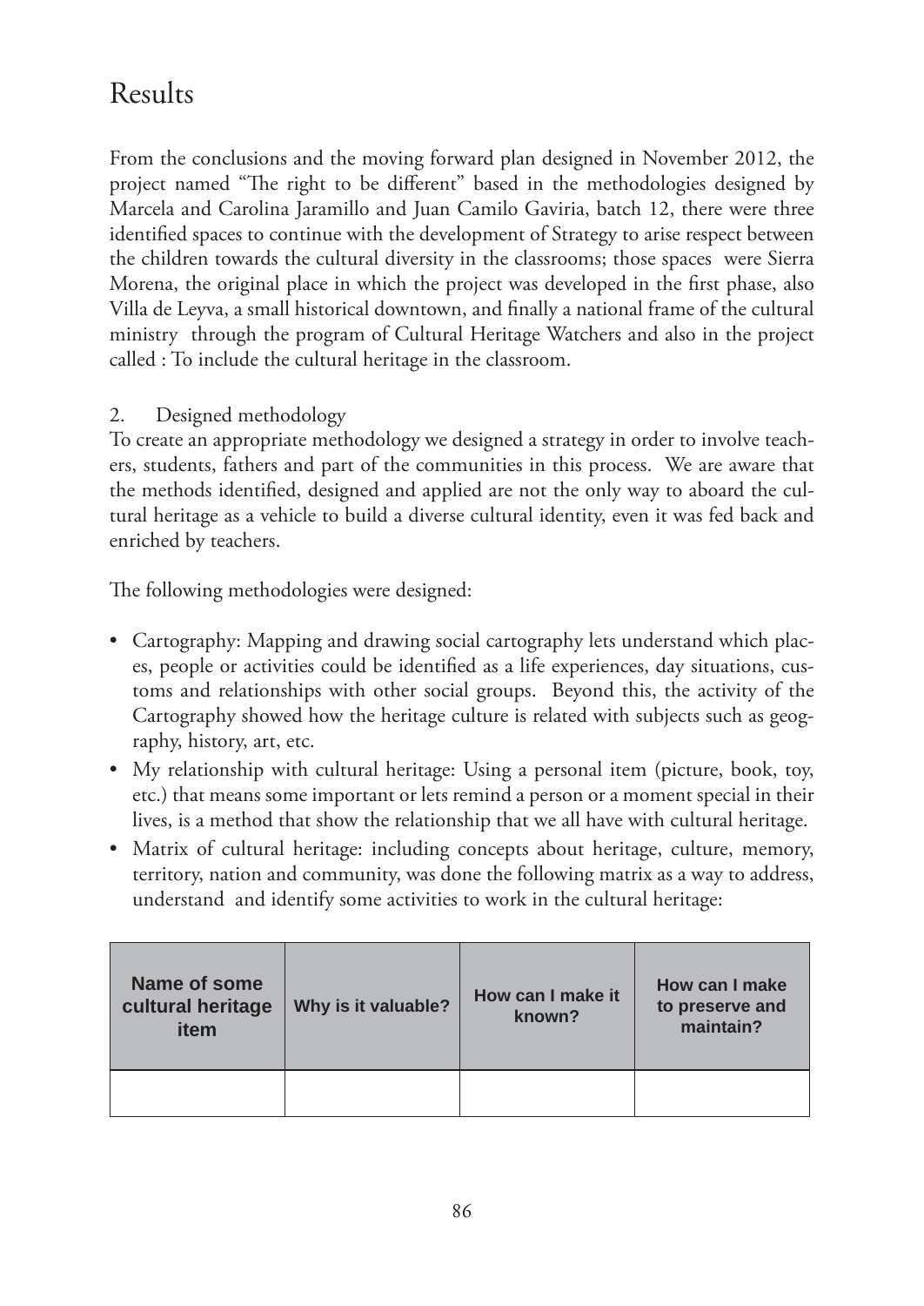# Results

From the conclusions and the moving forward plan designed in November 2012, the project named "The right to be different" based in the methodologies designed by Marcela and Carolina Jaramillo and Juan Camilo Gaviria, batch 12, there were three identified spaces to continue with the development of Strategy to arise respect between the children towards the cultural diversity in the classrooms; those spaces were Sierra Morena, the original place in which the project was developed in the first phase, also Villa de Leyva, a small historical downtown, and finally a national frame of the cultural ministry through the program of Cultural Heritage Watchers and also in the project called : To include the cultural heritage in the classroom.

2. Designed methodology

To create an appropriate methodology we designed a strategy in order to involve teachers, students, fathers and part of the communities in this process. We are aware that the methods identified, designed and applied are not the only way to aboard the cultural heritage as a vehicle to build a diverse cultural identity, even it was fed back and enriched by teachers.

The following methodologies were designed:

- Cartography: Mapping and drawing social cartography lets understand which places, people or activities could be identified as a life experiences, day situations, customs and relationships with other social groups. Beyond this, the activity of the Cartography showed how the heritage culture is related with subjects such as geography, history, art, etc.
- My relationship with cultural heritage: Using a personal item (picture, book, toy, etc.) that means some important or lets remind a person or a moment special in their lives, is a method that show the relationship that we all have with cultural heritage.
- Matrix of cultural heritage: including concepts about heritage, culture, memory, territory, nation and community, was done the following matrix as a way to address, understand and identify some activities to work in the cultural heritage:

| Name of some cultural heritage item | Why is it valuable? | How can I make it known? | How can I make to preserve and maintain? |
|---|---|---|---|
| | | | |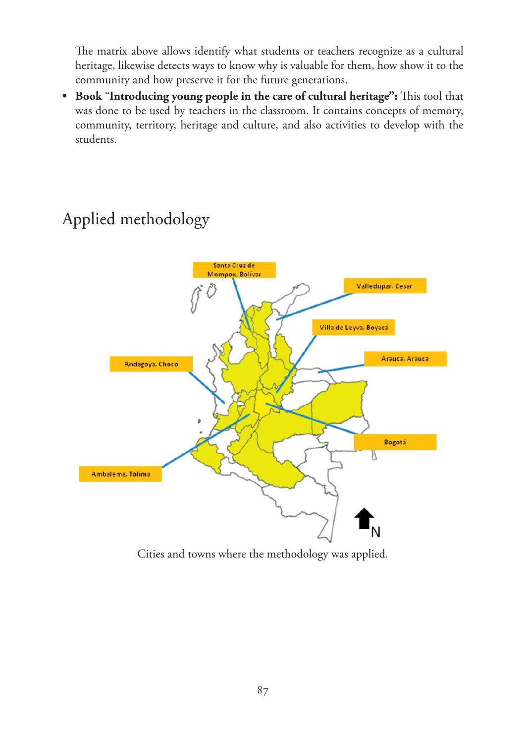The matrix above allows identify what students or teachers recognize as a cultural heritage, likewise detects ways to know why is valuable for them, how show it to the community and how preserve it for the future generations.

- **Book ¨Introducing young people in the care of cultural heritage":** This tool that was done to be used by teachers in the classroom. It contains concepts of memory, community, territory, heritage and culture, and also activities to develop with the students.

## Applied methodology

Santa Cruz de Mompox, Bolívar

Valledupar, Cesar

Villa de Leyva, Boyacá

Arauca, Arauca

Andagoya, Chocó

Bogotá

Ambalema, Tolima

N

Cities and towns where the methodology was applied.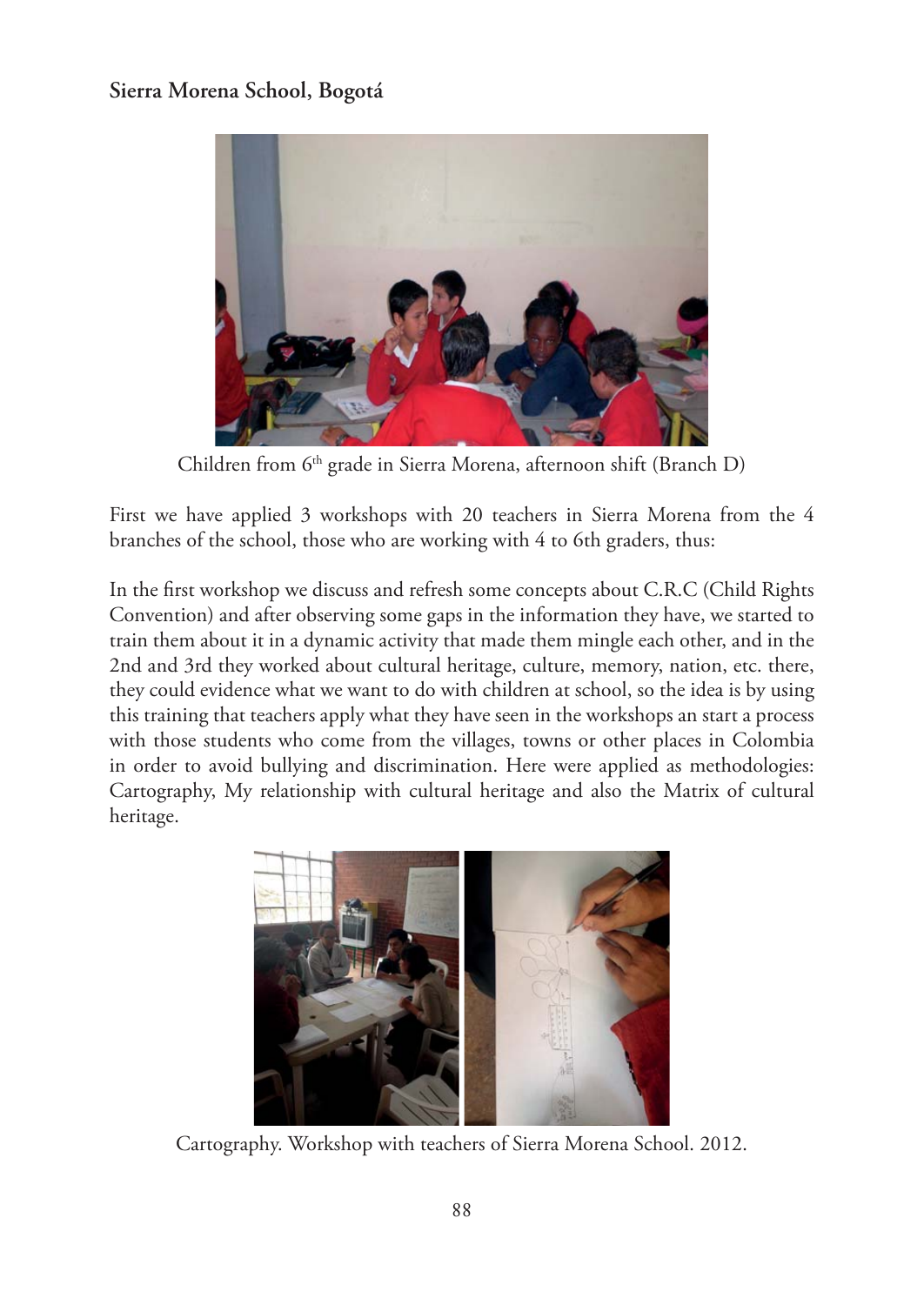**Sierra Morena School, Bogotá**

Children from 6th grade in Sierra Morena, afternoon shift (Branch D)

First we have applied 3 workshops with 20 teachers in Sierra Morena from the 4 branches of the school, those who are working with 4 to 6th graders, thus:

In the first workshop we discuss and refresh some concepts about C.R.C (Child Rights Convention) and after observing some gaps in the information they have, we started to train them about it in a dynamic activity that made them mingle each other, and in the 2nd and 3rd they worked about cultural heritage, culture, memory, nation, etc. there, they could evidence what we want to do with children at school, so the idea is by using this training that teachers apply what they have seen in the workshops an start a process with those students who come from the villages, towns or other places in Colombia in order to avoid bullying and discrimination. Here were applied as methodologies: Cartography, My relationship with cultural heritage and also the Matrix of cultural heritage.

Cartography. Workshop with teachers of Sierra Morena School. 2012.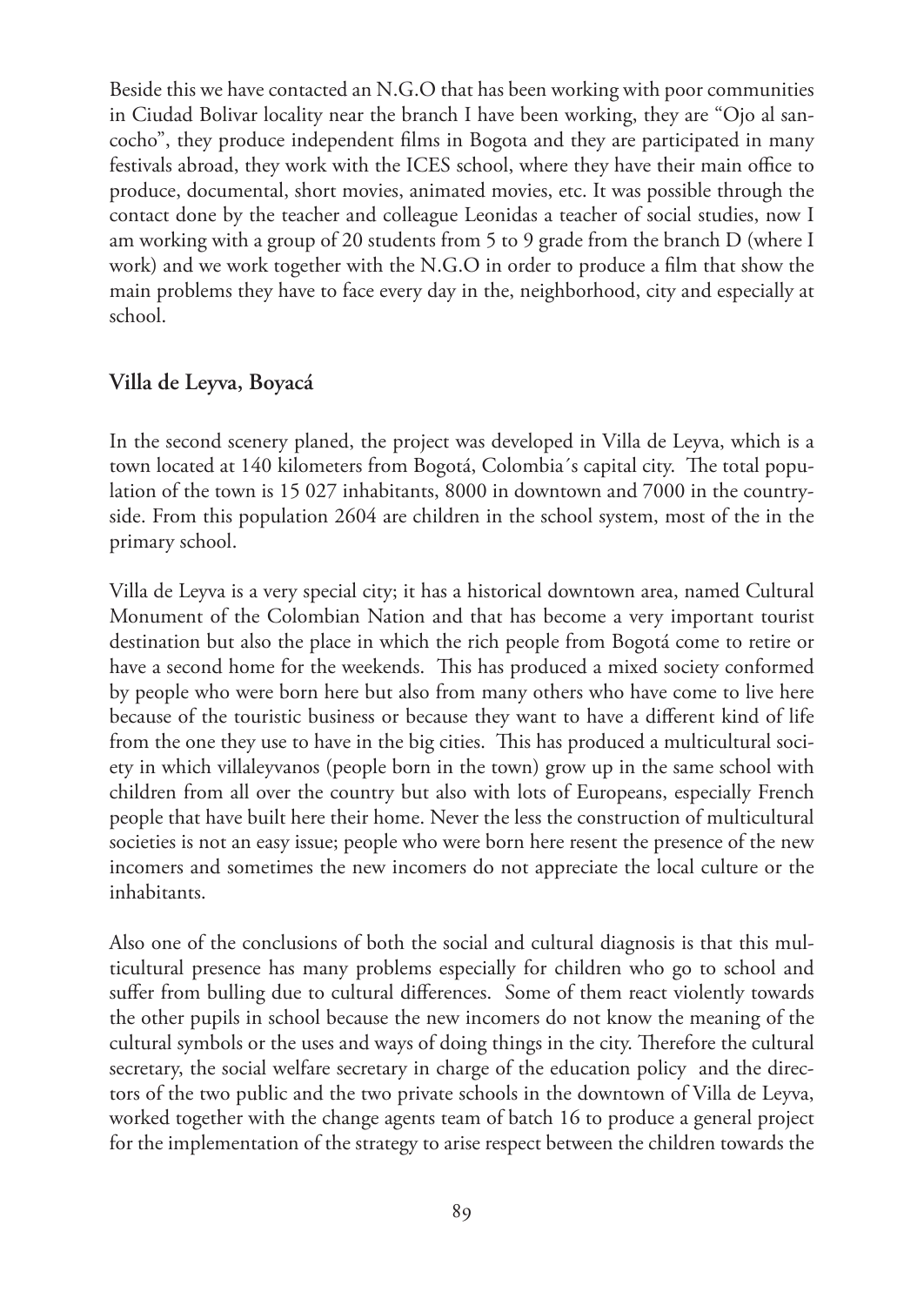Beside this we have contacted an N.G.O that has been working with poor communities in Ciudad Bolivar locality near the branch I have been working, they are "Ojo al sancocho", they produce independent films in Bogota and they are participated in many festivals abroad, they work with the ICES school, where they have their main office to produce, documental, short movies, animated movies, etc. It was possible through the contact done by the teacher and colleague Leonidas a teacher of social studies, now I am working with a group of 20 students from 5 to 9 grade from the branch D (where I work) and we work together with the N.G.O in order to produce a film that show the main problems they have to face every day in the, neighborhood, city and especially at school.

## Villa de Leyva, Boyacá

In the second scenery planed, the project was developed in Villa de Leyva, which is a town located at 140 kilometers from Bogotá, Colombia´s capital city. The total population of the town is 15 027 inhabitants, 8000 in downtown and 7000 in the countryside. From this population 2604 are children in the school system, most of the in the primary school.

Villa de Leyva is a very special city; it has a historical downtown area, named Cultural Monument of the Colombian Nation and that has become a very important tourist destination but also the place in which the rich people from Bogotá come to retire or have a second home for the weekends. This has produced a mixed society conformed by people who were born here but also from many others who have come to live here because of the touristic business or because they want to have a different kind of life from the one they use to have in the big cities. This has produced a multicultural society in which villaleyvanos (people born in the town) grow up in the same school with children from all over the country but also with lots of Europeans, especially French people that have built here their home. Never the less the construction of multicultural societies is not an easy issue; people who were born here resent the presence of the new incomers and sometimes the new incomers do not appreciate the local culture or the inhabitants.

Also one of the conclusions of both the social and cultural diagnosis is that this multicultural presence has many problems especially for children who go to school and suffer from bulling due to cultural differences. Some of them react violently towards the other pupils in school because the new incomers do not know the meaning of the cultural symbols or the uses and ways of doing things in the city. Therefore the cultural secretary, the social welfare secretary in charge of the education policy and the directors of the two public and the two private schools in the downtown of Villa de Leyva, worked together with the change agents team of batch 16 to produce a general project for the implementation of the strategy to arise respect between the children towards the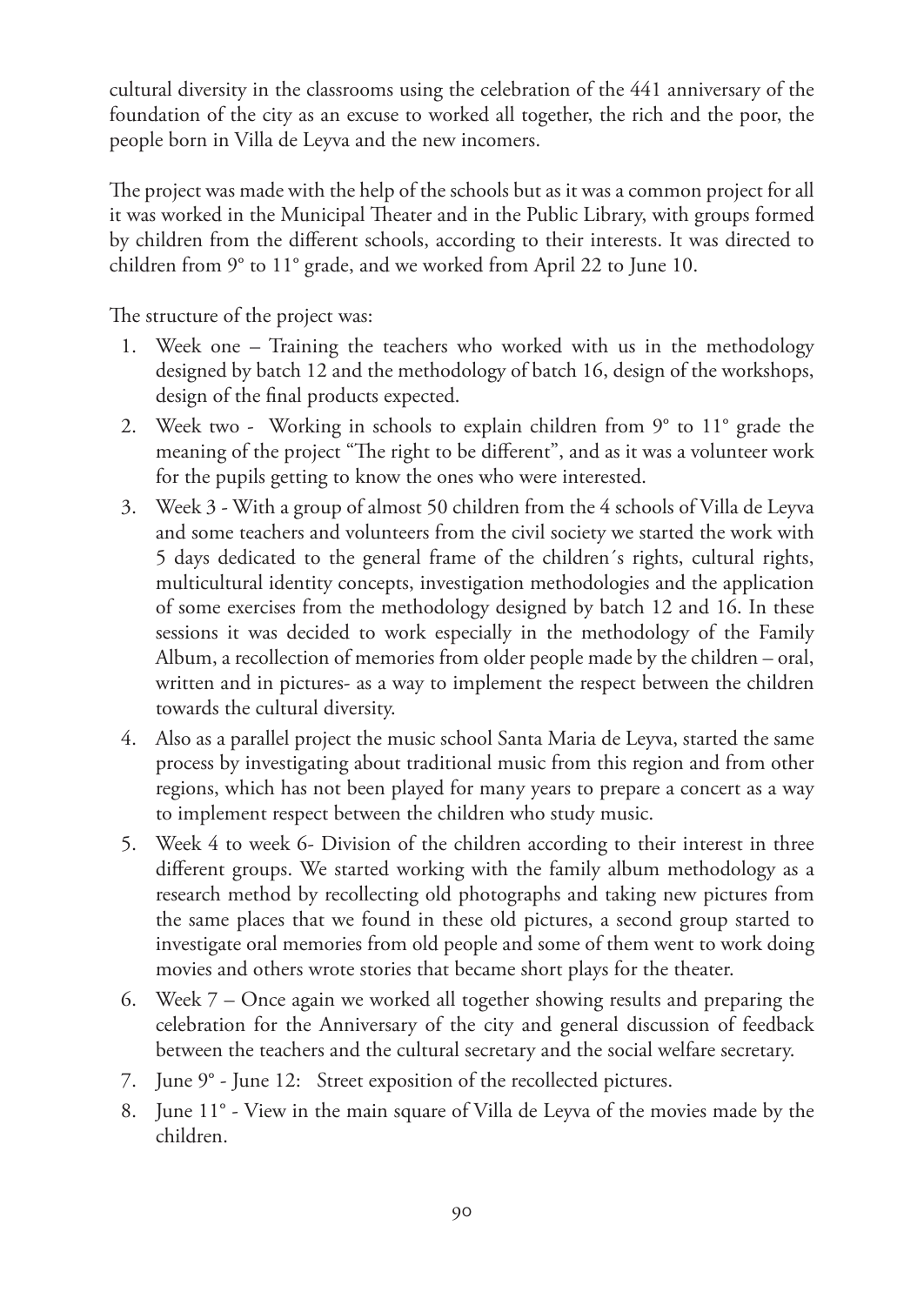cultural diversity in the classrooms using the celebration of the 441 anniversary of the foundation of the city as an excuse to worked all together, the rich and the poor, the people born in Villa de Leyva and the new incomers.

The project was made with the help of the schools but as it was a common project for all it was worked in the Municipal Theater and in the Public Library, with groups formed by children from the different schools, according to their interests. It was directed to children from 9° to 11° grade, and we worked from April 22 to June 10.

The structure of the project was:

1. Week one – Training the teachers who worked with us in the methodology designed by batch 12 and the methodology of batch 16, design of the workshops, design of the final products expected.
2. Week two - Working in schools to explain children from 9° to 11° grade the meaning of the project "The right to be different", and as it was a volunteer work for the pupils getting to know the ones who were interested.
3. Week 3 - With a group of almost 50 children from the 4 schools of Villa de Leyva and some teachers and volunteers from the civil society we started the work with 5 days dedicated to the general frame of the children´s rights, cultural rights, multicultural identity concepts, investigation methodologies and the application of some exercises from the methodology designed by batch 12 and 16. In these sessions it was decided to work especially in the methodology of the Family Album, a recollection of memories from older people made by the children – oral, written and in pictures- as a way to implement the respect between the children towards the cultural diversity.
4. Also as a parallel project the music school Santa Maria de Leyva, started the same process by investigating about traditional music from this region and from other regions, which has not been played for many years to prepare a concert as a way to implement respect between the children who study music.
5. Week 4 to week 6- Division of the children according to their interest in three different groups. We started working with the family album methodology as a research method by recollecting old photographs and taking new pictures from the same places that we found in these old pictures, a second group started to investigate oral memories from old people and some of them went to work doing movies and others wrote stories that became short plays for the theater.
6. Week 7 – Once again we worked all together showing results and preparing the celebration for the Anniversary of the city and general discussion of feedback between the teachers and the cultural secretary and the social welfare secretary.
7. June 9° - June 12: Street exposition of the recollected pictures.
8. June 11° - View in the main square of Villa de Leyva of the movies made by the children.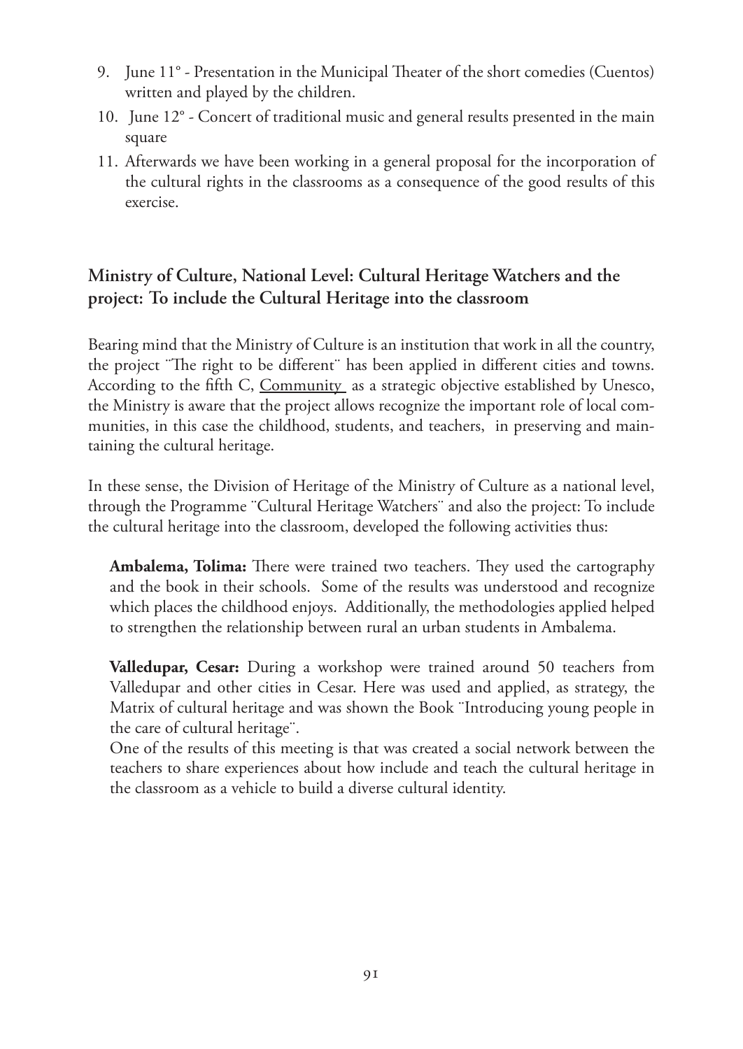9. June 11° - Presentation in the Municipal Theater of the short comedies (Cuentos) written and played by the children.
10. June 12° - Concert of traditional music and general results presented in the main square
11. Afterwards we have been working in a general proposal for the incorporation of the cultural rights in the classrooms as a consequence of the good results of this exercise.

## Ministry of Culture, National Level: Cultural Heritage Watchers and the project: To include the Cultural Heritage into the classroom

Bearing mind that the Ministry of Culture is an institution that work in all the country, the project ¨The right to be different¨ has been applied in different cities and towns. According to the fifth C, Community as a strategic objective established by Unesco, the Ministry is aware that the project allows recognize the important role of local communities, in this case the childhood, students, and teachers, in preserving and maintaining the cultural heritage.

In these sense, the Division of Heritage of the Ministry of Culture as a national level, through the Programme ¨Cultural Heritage Watchers¨ and also the project: To include the cultural heritage into the classroom, developed the following activities thus:

**Ambalema, Tolima:** There were trained two teachers. They used the cartography and the book in their schools. Some of the results was understood and recognize which places the childhood enjoys. Additionally, the methodologies applied helped to strengthen the relationship between rural an urban students in Ambalema.

**Valledupar, Cesar:** During a workshop were trained around 50 teachers from Valledupar and other cities in Cesar. Here was used and applied, as strategy, the Matrix of cultural heritage and was shown the Book ¨Introducing young people in the care of cultural heritage¨.
One of the results of this meeting is that was created a social network between the teachers to share experiences about how include and teach the cultural heritage in the classroom as a vehicle to build a diverse cultural identity.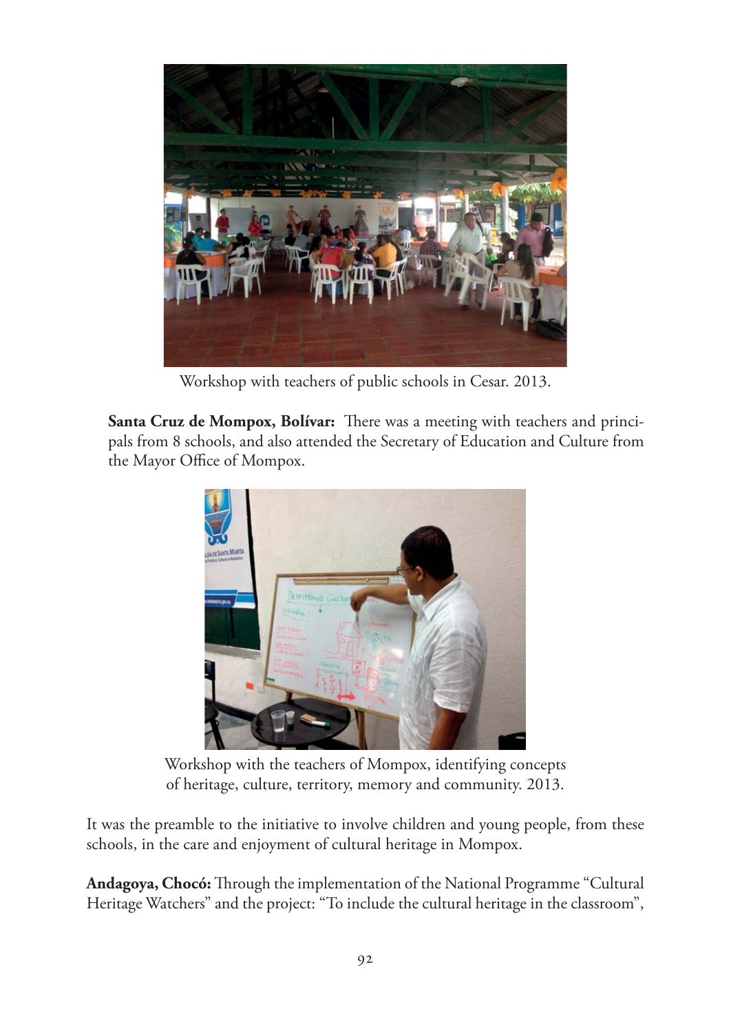Workshop with teachers of public schools in Cesar. 2013.

**Santa Cruz de Mompox, Bolívar:** There was a meeting with teachers and principals from 8 schools, and also attended the Secretary of Education and Culture from the Mayor Office of Mompox.

Workshop with the teachers of Mompox, identifying concepts of heritage, culture, territory, memory and community. 2013.

It was the preamble to the initiative to involve children and young people, from these schools, in the care and enjoyment of cultural heritage in Mompox.

**Andagoya, Chocó:** Through the implementation of the National Programme "Cultural Heritage Watchers" and the project: "To include the cultural heritage in the classroom",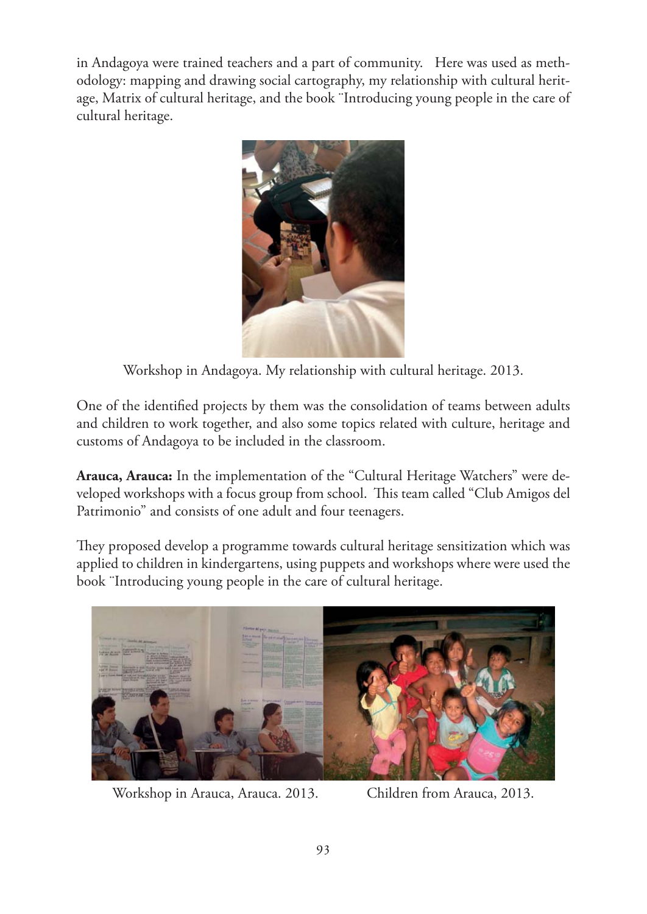in Andagoya were trained teachers and a part of community. Here was used as methodology: mapping and drawing social cartography, my relationship with cultural heritage, Matrix of cultural heritage, and the book ¨Introducing young people in the care of cultural heritage.

Workshop in Andagoya. My relationship with cultural heritage. 2013.

One of the identified projects by them was the consolidation of teams between adults and children to work together, and also some topics related with culture, heritage and customs of Andagoya to be included in the classroom.

**Arauca, Arauca:** In the implementation of the "Cultural Heritage Watchers" were developed workshops with a focus group from school. This team called "Club Amigos del Patrimonio" and consists of one adult and four teenagers.

They proposed develop a programme towards cultural heritage sensitization which was applied to children in kindergartens, using puppets and workshops where were used the book ¨Introducing young people in the care of cultural heritage.

Workshop in Arauca, Arauca. 2013.

Children from Arauca, 2013.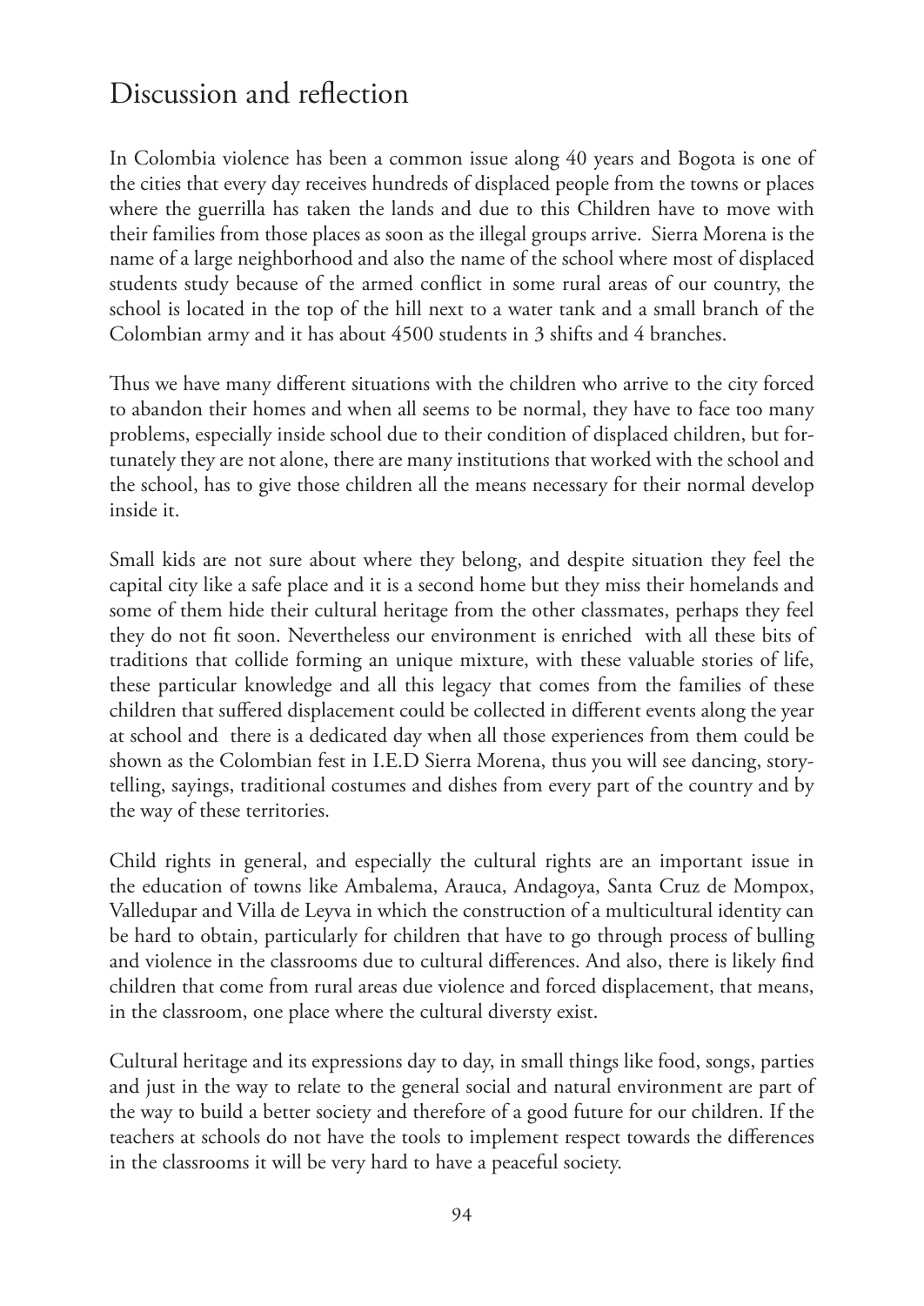## Discussion and reflection

In Colombia violence has been a common issue along 40 years and Bogota is one of the cities that every day receives hundreds of displaced people from the towns or places where the guerrilla has taken the lands and due to this Children have to move with their families from those places as soon as the illegal groups arrive. Sierra Morena is the name of a large neighborhood and also the name of the school where most of displaced students study because of the armed conflict in some rural areas of our country, the school is located in the top of the hill next to a water tank and a small branch of the Colombian army and it has about 4500 students in 3 shifts and 4 branches.

Thus we have many different situations with the children who arrive to the city forced to abandon their homes and when all seems to be normal, they have to face too many problems, especially inside school due to their condition of displaced children, but fortunately they are not alone, there are many institutions that worked with the school and the school, has to give those children all the means necessary for their normal develop inside it.

Small kids are not sure about where they belong, and despite situation they feel the capital city like a safe place and it is a second home but they miss their homelands and some of them hide their cultural heritage from the other classmates, perhaps they feel they do not fit soon. Nevertheless our environment is enriched with all these bits of traditions that collide forming an unique mixture, with these valuable stories of life, these particular knowledge and all this legacy that comes from the families of these children that suffered displacement could be collected in different events along the year at school and there is a dedicated day when all those experiences from them could be shown as the Colombian fest in I.E.D Sierra Morena, thus you will see dancing, storytelling, sayings, traditional costumes and dishes from every part of the country and by the way of these territories.

Child rights in general, and especially the cultural rights are an important issue in the education of towns like Ambalema, Arauca, Andagoya, Santa Cruz de Mompox, Valledupar and Villa de Leyva in which the construction of a multicultural identity can be hard to obtain, particularly for children that have to go through process of bulling and violence in the classrooms due to cultural differences. And also, there is likely find children that come from rural areas due violence and forced displacement, that means, in the classroom, one place where the cultural diversty exist.

Cultural heritage and its expressions day to day, in small things like food, songs, parties and just in the way to relate to the general social and natural environment are part of the way to build a better society and therefore of a good future for our children. If the teachers at schools do not have the tools to implement respect towards the differences in the classrooms it will be very hard to have a peaceful society.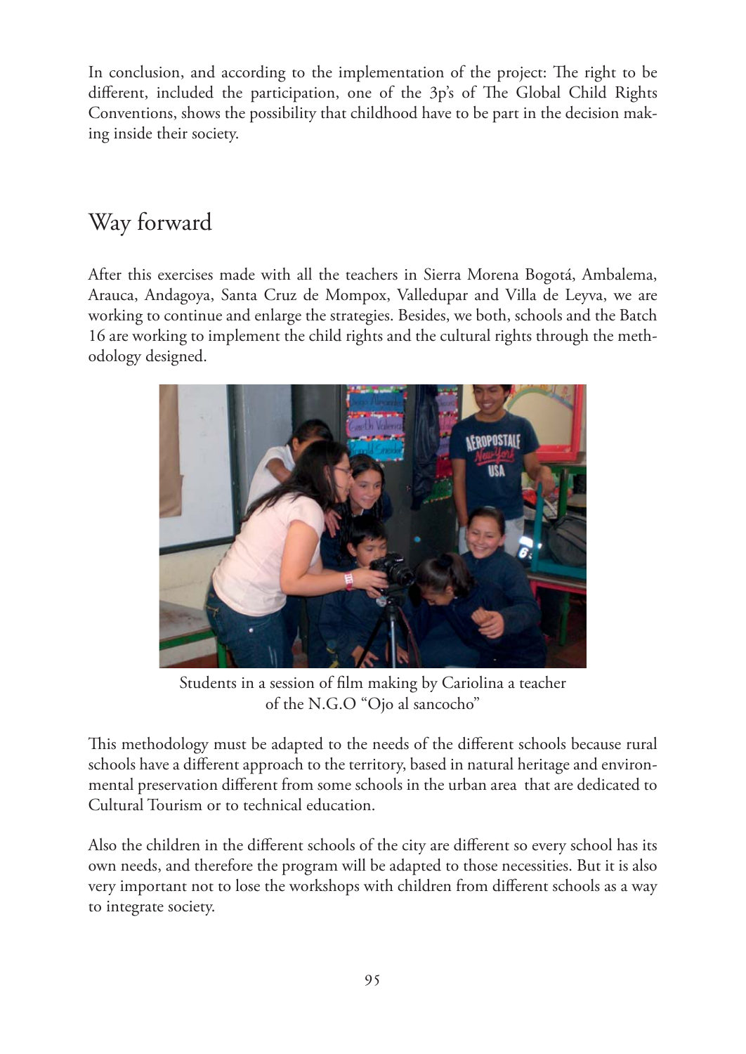In conclusion, and according to the implementation of the project: The right to be different, included the participation, one of the 3p's of The Global Child Rights Conventions, shows the possibility that childhood have to be part in the decision making inside their society.

## Way forward

After this exercises made with all the teachers in Sierra Morena Bogotá, Ambalema, Arauca, Andagoya, Santa Cruz de Mompox, Valledupar and Villa de Leyva, we are working to continue and enlarge the strategies. Besides, we both, schools and the Batch 16 are working to implement the child rights and the cultural rights through the methodology designed.

Students in a session of film making by Cariolina a teacher of the N.G.O "Ojo al sancocho"

This methodology must be adapted to the needs of the different schools because rural schools have a different approach to the territory, based in natural heritage and environmental preservation different from some schools in the urban area that are dedicated to Cultural Tourism or to technical education.

Also the children in the different schools of the city are different so every school has its own needs, and therefore the program will be adapted to those necessities. But it is also very important not to lose the workshops with children from different schools as a way to integrate society.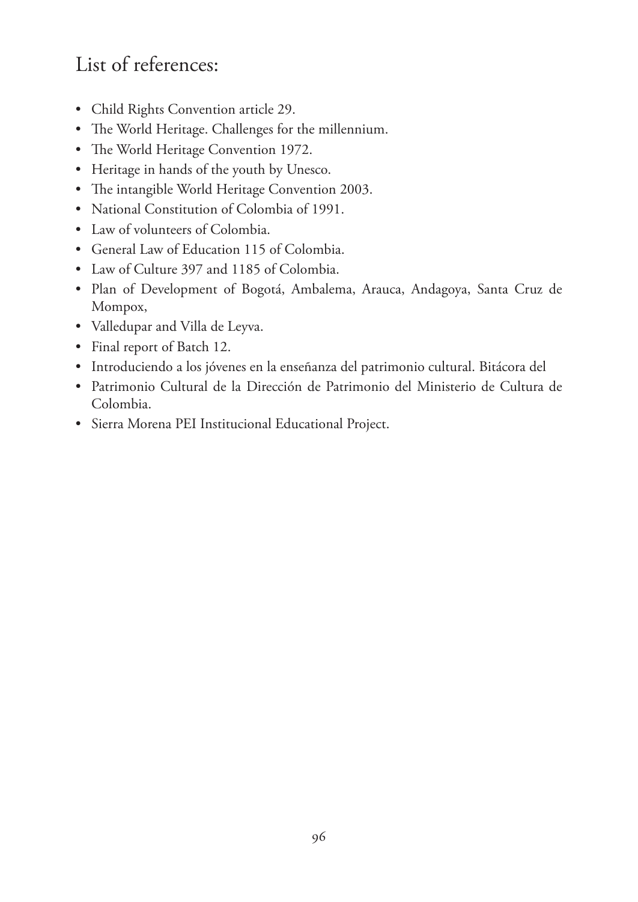# List of references:

- Child Rights Convention article 29.
- The World Heritage. Challenges for the millennium.
- The World Heritage Convention 1972.
- Heritage in hands of the youth by Unesco.
- The intangible World Heritage Convention 2003.
- National Constitution of Colombia of 1991.
- Law of volunteers of Colombia.
- General Law of Education 115 of Colombia.
- Law of Culture 397 and 1185 of Colombia.
- Plan of Development of Bogotá, Ambalema, Arauca, Andagoya, Santa Cruz de Mompox,
- Valledupar and Villa de Leyva.
- Final report of Batch 12.
- Introduciendo a los jóvenes en la enseñanza del patrimonio cultural. Bitácora del
- Patrimonio Cultural de la Dirección de Patrimonio del Ministerio de Cultura de Colombia.
- Sierra Morena PEI Institucional Educational Project.